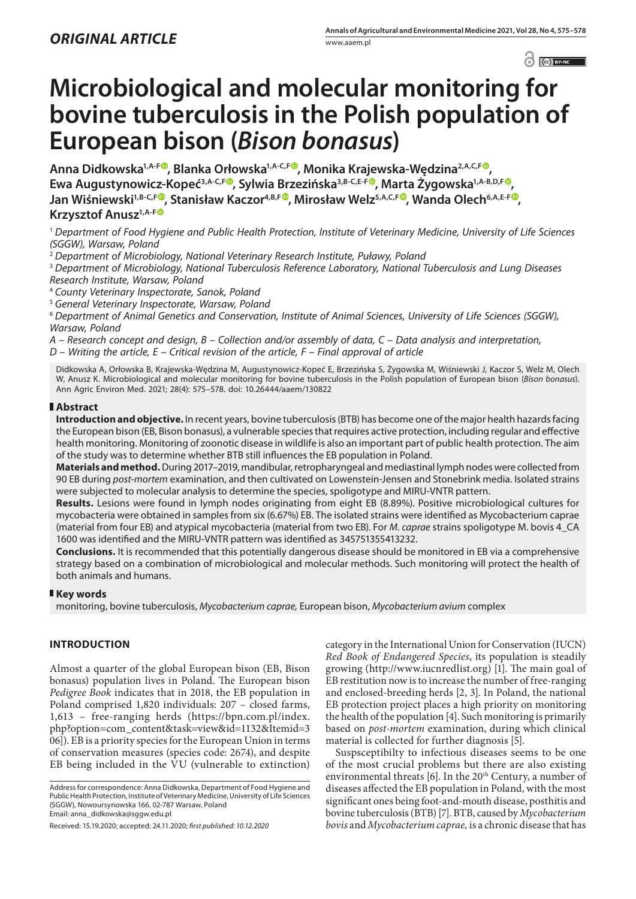*ORIGINAL ARTICLE*

# Microbiological and molecular monitoring for bovine tuberculosis in the Polish population of European bison (*Bison bonasus*)

**Anna Didkowska[1,A-F], Blanka Orłowska[1,A-C,F], Monika Krajewska-Węgrzyna[2,A,C,F], Ewa Augustynowicz-Kopeć[3,A-C,F], Sylwia Brzezińska[3,B-C,E-F], Marta Żygowska[1,A-B,D,F], Jan Wiśniewski[1,B-C,F], Stanisław Kaczor[4,B,F], Mirosław Welz[5,A,C,F], Wanda Olech[6,A,E-F], Krzysztof Anusz[1,A-F]**

[1] *Department of Food Hygiene and Public Health Protection, Institute of Veterinary Medicine, University of Life Sciences (SGGW), Warsaw, Poland*
[2] *Department of Microbiology, National Veterinary Research Institute, Puławy, Poland*
[3] *Department of Microbiology, National Tuberculosis Reference Laboratory, National Tuberculosis and Lung Diseases Research Institute, Warsaw, Poland*
[4] *County Veterinary Inspectorate, Sanok, Poland*
[5] *General Veterinary Inspectorate, Warsaw, Poland*
[6] *Department of Animal Genetics and Conservation, Institute of Animal Sciences, University of Life Sciences (SGGW), Warsaw, Poland*

*A – Research concept and design, B – Collection and/or assembly of data, C – Data analysis and interpretation, D – Writing the article, E – Critical revision of the article, F – Final approval of article*

Didkowska A, Orłowska B, Krajewska-Węgrzyna M, Augustynowicz-Kopeć E, Brzezińska S, Żygowska M, Wiśniewski J, Kaczor S, Welz M, Olech W, Anusz K. Microbiological and molecular monitoring for bovine tuberculosis in the Polish population of European bison (*Bison bonasus*). Ann Agric Environ Med. 2021; 28(4): 575–578. doi: 10.26444/aaem/130822

## Abstract

**Introduction and objective.** In recent years, bovine tuberculosis (BTB) has become one of the major health hazards facing the European bison (EB, Bison bonasus), a vulnerable species that requires active protection, including regular and effective health monitoring. Monitoring of zoonotic disease in wildlife is also an important part of public health protection. The aim of the study was to determine whether BTB still influences the EB population in Poland.

**Materials and method.** During 2017–2019, mandibular, retropharyngeal and mediastinal lymph nodes were collected from 90 EB during *post-mortem* examination, and then cultivated on Lowenstein-Jensen and Stonebrink media. Isolated strains were subjected to molecular analysis to determine the species, spoligotype and MIRU-VNTR pattern.

**Results.** Lesions were found in lymph nodes originating from eight EB (8.89%). Positive microbiological cultures for mycobacteria were obtained in samples from six (6.67%) EB. The isolated strains were identified as Mycobacterium caprae (material from four EB) and atypical mycobacteria (material from two EB). For *M. caprae* strains spoligotype M. bovis 4_CA 1600 was identified and the MIRU-VNTR pattern was identified as 345751355413232.

**Conclusions.** It is recommended that this potentially dangerous disease should be monitored in EB via a comprehensive strategy based on a combination of microbiological and molecular methods. Such monitoring will protect the health of both animals and humans.

## Key words

monitoring, bovine tuberculosis, *Mycobacterium caprae,* European bison, *Mycobacterium avium* complex

## INTRODUCTION

Almost a quarter of the global European bison (EB, Bison bonasus) population lives in Poland. The European bison *Pedigree Book* indicates that in 2018, the EB population in Poland comprised 1,820 individuals: 207 – closed farms, 1,613 – free-ranging herds (https://bpn.com.pl/index.php?option=com_content&task=view&id=1132&Itemid=306]). EB is a priority species for the European Union in terms of conservation measures (species code: 2674), and despite EB being included in the VU (vulnerable to extinction) category in the International Union for Conservation (IUCN) *Red Book of Endangered Species*, its population is steadily growing (http://www.iucnredlist.org) [1]. The main goal of EB restitution now is to increase the number of free-ranging and enclosed-breeding herds [2, 3]. In Poland, the national EB protection project places a high priority on monitoring the health of the population [4]. Such monitoring is primarily based on *post-mortem* examination, during which clinical material is collected for further diagnosis [5].

Suspsceptibilty to infectious diseases seems to be one of the most crucial problems but there are also existing environmental threats [6]. In the 20th Century, a number of diseases affected the EB population in Poland, with the most significant ones being foot-and-mouth disease, posthitis and bovine tuberculosis (BTB) [7]. BTB, caused by *Mycobacterium bovis* and *Mycobacterium caprae,* is a chronic disease that has

Address for correspondence: Anna Didkowska, Department of Food Hygiene and Public Health Protection, Institute of Veterinary Medicine, University of Life Sciences (SGGW), Nowoursynowska 166, 02-787 Warsaw, Poland
Email: anna_didkowska@sggw.edu.pl

Received: 15.19.2020; accepted: 24.11.2020; *first published: 10.12.2020*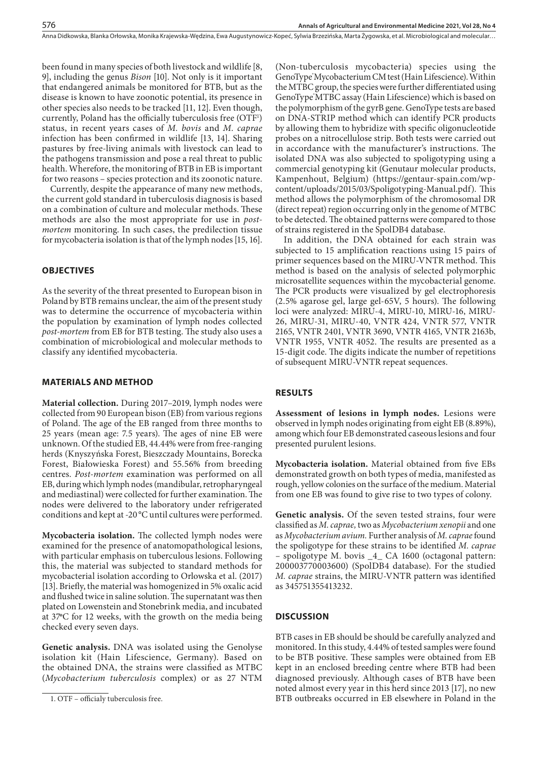been found in many species of both livestock and wildlife [8, 9], including the genus *Bison* [10]. Not only is it important that endangered animals be monitored for BTB, but as the disease is known to have zoonotic potential, its presence in other species also needs to be tracked [11, 12]. Even though, currently, Poland has the officially tuberculosis free (OTF[1]) status, in recent years cases of *M. bovis* and *M. caprae* infection has been confirmed in wildlife [13, 14]. Sharing pastures by free-living animals with livestock can lead to the pathogens transmission and pose a real threat to public health. Wherefore, the monitoring of BTB in EB is important for two reasons – species protection and its zoonotic nature.

Currently, despite the appearance of many new methods, the current gold standard in tuberculosis diagnosis is based on a combination of culture and molecular methods. These methods are also the most appropriate for use in *post-mortem* monitoring. In such cases, the predilection tissue for mycobacteria isolation is that of the lymph nodes [15, 16].

## OBJECTIVES

As the severity of the threat presented to European bison in Poland by BTB remains unclear, the aim of the present study was to determine the occurrence of mycobacteria within the population by examination of lymph nodes collected *post-mortem* from EB for BTB testing. The study also uses a combination of microbiological and molecular methods to classify any identified mycobacteria.

## MATERIALS AND METHOD

**Material collection.** During 2017–2019, lymph nodes were collected from 90 European bison (EB) from various regions of Poland. The age of the EB ranged from three months to 25 years (mean age: 7.5 years). The ages of nine EB were unknown. Of the studied EB, 44.44% were from free-ranging herds (Knyszyńska Forest, Bieszczady Mountains, Borecka Forest, Białowieska Forest) and 55.56% from breeding centres. *Post-mortem* examination was performed on all EB, during which lymph nodes (mandibular, retropharyngeal and mediastinal) were collected for further examination. The nodes were delivered to the laboratory under refrigerated conditions and kept at -20 °C until cultures were performed.

**Mycobacteria isolation.** The collected lymph nodes were examined for the presence of anatomopathological lesions, with particular emphasis on tuberculous lesions. Following this, the material was subjected to standard methods for mycobacterial isolation according to Orlowska et al. (2017) [13]. Briefly, the material was homogenized in 5% oxalic acid and flushed twice in saline solution. The supernatant was then plated on Lowenstein and Stonebrink media, and incubated at 37ºC for 12 weeks, with the growth on the media being checked every seven days.

**Genetic analysis.** DNA was isolated using the Genolyse isolation kit (Hain Lifescience, Germany). Based on the obtained DNA, the strains were classified as MTBC (*Mycobacterium tuberculosis* complex) or as 27 NTM (Non-tuberculosis mycobacteria) species using the GenoType®Mycobacterium CM test (Hain Lifescience). Within the MTBC group, the species were further differentiated using GenoType®MTBC assay (Hain Lifescience) which is based on the polymorphism of the gyrB gene. GenoType tests are based on DNA-STRIP method which can identify PCR products by allowing them to hybridize with specific oligonucleotide probes on a nitrocellulose strip. Both tests were carried out in accordance with the manufacturer's instructions. The isolated DNA was also subjected to spoligotyping using a commercial genotyping kit (Genutaur molecular products, Kampenhout, Belgium) (https://gentaur-spain.com/wp-content/uploads/2015/03/Spoligotyping-Manual.pdf). This method allows the polymorphism of the chromosomal DR (direct repeat) region occurring only in the genome of MTBC to be detected. The obtained patterns were compared to those of strains registered in the SpolDB4 database.

In addition, the DNA obtained for each strain was subjected to 15 amplification reactions using 15 pairs of primer sequences based on the MIRU-VNTR method. This method is based on the analysis of selected polymorphic microsatellite sequences within the mycobacterial genome. The PCR products were visualized by gel electrophoresis (2.5% agarose gel, large gel-65V, 5 hours). The following loci were analyzed: MIRU-4, MIRU-10, MIRU-16, MIRU-26, MIRU-31, MIRU-40, VNTR 424, VNTR 577, VNTR 2165, VNTR 2401, VNTR 3690, VNTR 4165, VNTR 2163b, VNTR 1955, VNTR 4052. The results are presented as a 15-digit code. The digits indicate the number of repetitions of subsequent MIRU-VNTR repeat sequences.

## RESULTS

**Assessment of lesions in lymph nodes.** Lesions were observed in lymph nodes originating from eight EB (8.89%), among which four EB demonstrated caseous lesions and four presented purulent lesions.

**Mycobacteria isolation.** Material obtained from five EBs demonstrated growth on both types of media, manifested as rough, yellow colonies on the surface of the medium. Material from one EB was found to give rise to two types of colony.

**Genetic analysis.** Of the seven tested strains, four were classified as *M. caprae,* two as *Mycobacterium xenopii* and one as *Mycobacterium avium.* Further analysis of *M. caprae* found the spoligotype for these strains to be identified *M. caprae* – spoligotype M. bovis _4_ CA 1600 (octagonal pattern: 200003770003600) (SpolDB4 database). For the studied *M. caprae* strains, the MIRU-VNTR pattern was identified as 345751355413232.

## DISCUSSION

BTB cases in EB should be should be carefully analyzed and monitored. In this study, 4.44% of tested samples were found to be BTB positive. These samples were obtained from EB kept in an enclosed breeding centre where BTB had been diagnosed previously. Although cases of BTB have been noted almost every year in this herd since 2013 [17], no new BTB outbreaks occurred in EB elsewhere in Poland in the

1. OTF – officialy tuberculosis free.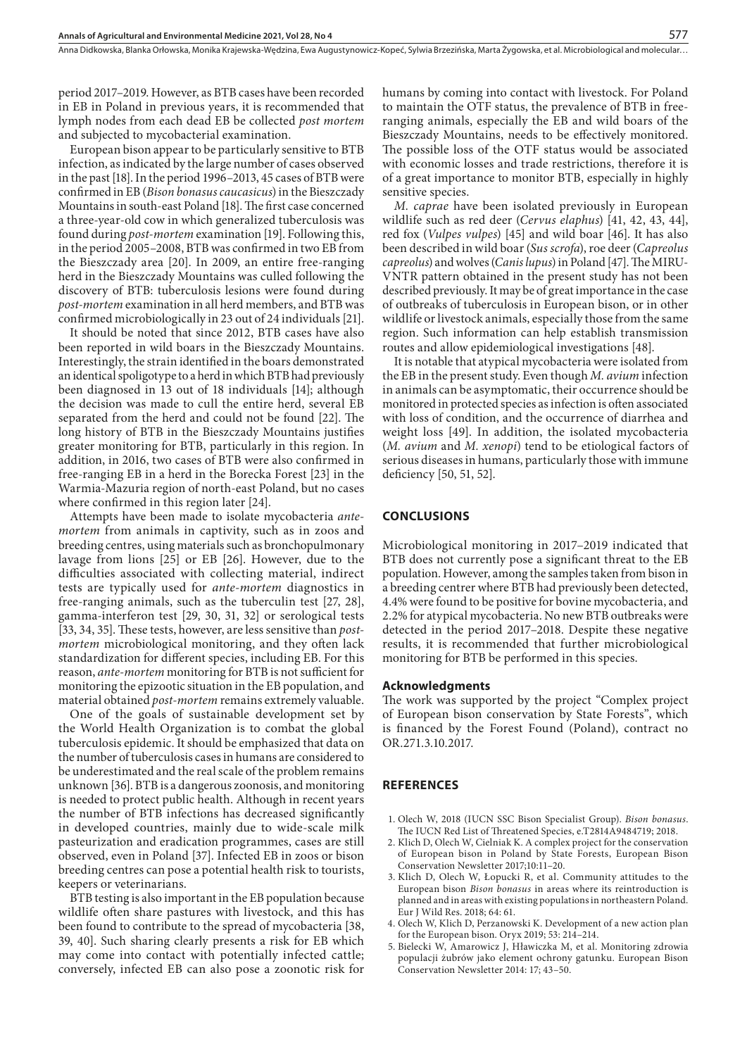period 2017–2019. However, as BTB cases have been recorded in EB in Poland in previous years, it is recommended that lymph nodes from each dead EB be collected *post mortem* and subjected to mycobacterial examination.

European bison appear to be particularly sensitive to BTB infection, as indicated by the large number of cases observed in the past [18]. In the period 1996–2013, 45 cases of BTB were confirmed in EB (*Bison bonasus caucasicus*) in the Bieszczady Mountains in south-east Poland [18]. The first case concerned a three-year-old cow in which generalized tuberculosis was found during *post-mortem* examination [19]. Following this, in the period 2005–2008, BTB was confirmed in two EB from the Bieszczady area [20]. In 2009, an entire free-ranging herd in the Bieszczady Mountains was culled following the discovery of BTB: tuberculosis lesions were found during *post-mortem* examination in all herd members, and BTB was confirmed microbiologically in 23 out of 24 individuals [21].

It should be noted that since 2012, BTB cases have also been reported in wild boars in the Bieszczady Mountains. Interestingly, the strain identified in the boars demonstrated an identical spoligotype to a herd in which BTB had previously been diagnosed in 13 out of 18 individuals [14]; although the decision was made to cull the entire herd, several EB separated from the herd and could not be found [22]. The long history of BTB in the Bieszczady Mountains justifies greater monitoring for BTB, particularly in this region. In addition, in 2016, two cases of BTB were also confirmed in free-ranging EB in a herd in the Borecka Forest [23] in the Warmia-Mazuria region of north-east Poland, but no cases where confirmed in this region later [24].

Attempts have been made to isolate mycobacteria *ante-mortem* from animals in captivity, such as in zoos and breeding centres, using materials such as bronchopulmonary lavage from lions [25] or EB [26]. However, due to the difficulties associated with collecting material, indirect tests are typically used for *ante-mortem* diagnostics in free-ranging animals, such as the tuberculin test [27, 28], gamma-interferon test [29, 30, 31, 32] or serological tests [33, 34, 35]. These tests, however, are less sensitive than *post-mortem* microbiological monitoring, and they often lack standardization for different species, including EB. For this reason, *ante-mortem* monitoring for BTB is not sufficient for monitoring the epizootic situation in the EB population, and material obtained *post-mortem* remains extremely valuable.

One of the goals of sustainable development set by the World Health Organization is to combat the global tuberculosis epidemic. It should be emphasized that data on the number of tuberculosis cases in humans are considered to be underestimated and the real scale of the problem remains unknown [36]. BTB is a dangerous zoonosis, and monitoring is needed to protect public health. Although in recent years the number of BTB infections has decreased significantly in developed countries, mainly due to wide-scale milk pasteurization and eradication programmes, cases are still observed, even in Poland [37]. Infected EB in zoos or bison breeding centres can pose a potential health risk to tourists, keepers or veterinarians.

BTB testing is also important in the EB population because wildlife often share pastures with livestock, and this has been found to contribute to the spread of mycobacteria [38, 39, 40]. Such sharing clearly presents a risk for EB which may come into contact with potentially infected cattle; conversely, infected EB can also pose a zoonotic risk for humans by coming into contact with livestock. For Poland to maintain the OTF status, the prevalence of BTB in free-ranging animals, especially the EB and wild boars of the Bieszczady Mountains, needs to be effectively monitored. The possible loss of the OTF status would be associated with economic losses and trade restrictions, therefore it is of a great importance to monitor BTB, especially in highly sensitive species.

*M. caprae* have been isolated previously in European wildlife such as red deer (*Cervus elaphus*) [41, 42, 43, 44], red fox (*Vulpes vulpes*) [45] and wild boar [46]. It has also been described in wild boar (*Sus scrofa*), roe deer (*Capreolus capreolus*) and wolves (*Canis lupus*) in Poland [47]. The MIRU-VNTR pattern obtained in the present study has not been described previously. It may be of great importance in the case of outbreaks of tuberculosis in European bison, or in other wildlife or livestock animals, especially those from the same region. Such information can help establish transmission routes and allow epidemiological investigations [48].

It is notable that atypical mycobacteria were isolated from the EB in the present study. Even though *M. avium* infection in animals can be asymptomatic, their occurrence should be monitored in protected species as infection is often associated with loss of condition, and the occurrence of diarrhea and weight loss [49]. In addition, the isolated mycobacteria (*M. avium* and *M. xenopi*) tend to be etiological factors of serious diseases in humans, particularly those with immune deficiency [50, 51, 52].

## CONCLUSIONS

Microbiological monitoring in 2017–2019 indicated that BTB does not currently pose a significant threat to the EB population. However, among the samples taken from bison in a breeding centrer where BTB had previously been detected, 4.4% were found to be positive for bovine mycobacteria, and 2.2% for atypical mycobacteria. No new BTB outbreaks were detected in the period 2017–2018. Despite these negative results, it is recommended that further microbiological monitoring for BTB be performed in this species.

### Acknowledgments

The work was supported by the project "Complex project of European bison conservation by State Forests", which is financed by the Forest Found (Poland), contract no OR.271.3.10.2017.

## REFERENCES

1. Olech W, 2018 (IUCN SSC Bison Specialist Group). *Bison bonasus*. The IUCN Red List of Threatened Species, e.T2814A9484719; 2018.
2. Klich D, Olech W, Cielniak K. A complex project for the conservation of European bison in Poland by State Forests, European Bison Conservation Newsletter 2017;10:11–20.
3. Klich D, Olech W, Łopucki R, et al. Community attitudes to the European bison *Bison bonasus* in areas where its reintroduction is planned and in areas with existing populations in northeastern Poland. Eur J Wild Res. 2018; 64: 61.
4. Olech W, Klich D, Perzanowski K. Development of a new action plan for the European bison. Oryx 2019; 53: 214–214.
5. Bielecki W, Amarowicz J, Hławiczka M, et al. Monitoring zdrowia populacji żubrów jako element ochrony gatunku. European Bison Conservation Newsletter 2014: 17; 43–50.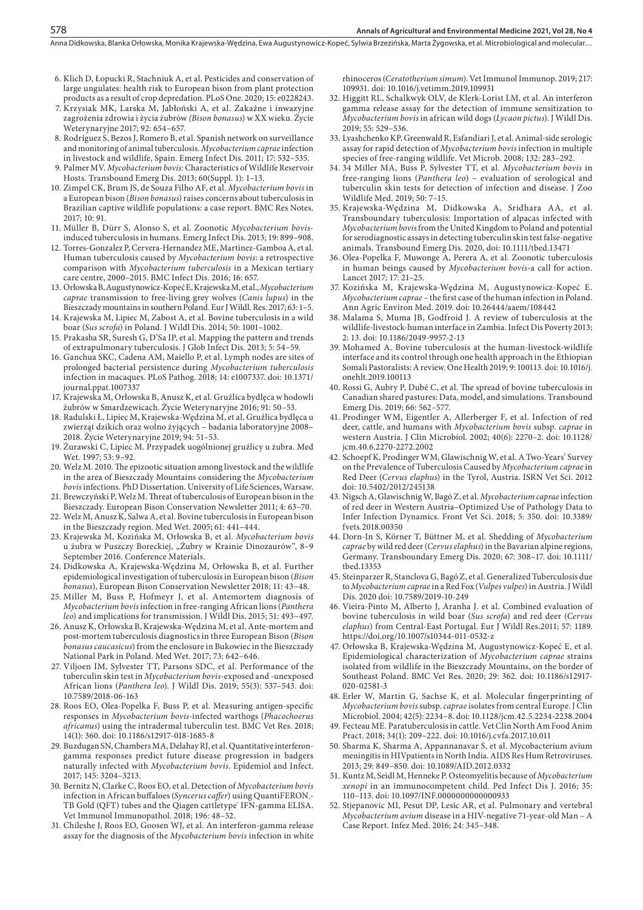6. Klich D, Łopucki R, Stachniuk A, et al. Pesticides and conservation of large ungulates: health risk to European bison from plant protection products as a result of crop depredation. PLoS One. 2020; 15: e0228243.
7. Krzysiak MK, Larska M, Jabłoński A, et al. Zakaźne i inwazyjne zagrożenia zdrowia i życia żubrów *(Bison bonasus)* w XX wieku. Życie Weterynaryjne 2017; 92: 654–657.
8. Rodríguez S, Bezos J, Romero B, et al. Spanish network on surveillance and monitoring of animal tuberculosis. *Mycobacterium caprae* infection in livestock and wildlife, Spain. Emerg Infect Dis. 2011; 17: 532–535.
9. Palmer MV. *Mycobacterium bovis*: Characteristics of Wildlife Reservoir Hosts. Transbound Emerg Dis. 2013; 60(Suppl. 1): 1–13.
10. Zimpel CK, Brum JS, de Souza Filho AF, et al. *Mycobacterium bovis* in a European bison (*Bison bonasus*) raises concerns about tuberculosis in Brazilian captive wildlife populations: a case report. BMC Res Notes. 2017; 10: 91.
11. Müller B, Dürr S, Alonso S, et al. Zoonotic *Mycobacterium bovis*-induced tuberculosis in humans. Emerg Infect Dis. 2013; 19: 899–908.
12. Torres-Gonzalez P, Cervera-Hernandez ME, Martinez-Gamboa A, et al. Human tuberculosis caused by *Mycobacterium bovis*: a retrospective comparison with *Mycobacterium tuberculosis* in a Mexican tertiary care centre, 2000–2015. BMC Infect Dis. 2016; 16: 657.
13. Orłowska B, Augustynowicz-Kopeć E, Krajewska M, et al., *Mycobacterium caprae* transmission to free-living grey wolves (*Canis lupus*) in the Bieszczady mountains in southern Poland. Eur J Wildl. Res. 2017; 63: 1–5.
14. Krajewska M, Lipiec M, Zabost A, et al. Bovine tuberculosis in a wild boar (*Sus scrofa*) in Poland. J Wildl Dis. 2014; 50: 1001–1002.
15. Prakasha SR, Suresh G, D'Sa IP, et al. Mapping the pattern and trends of extrapulmonary tuberculosis. J Glob Infect Dis. 2013; 5: 54–59.
16. Ganchua SKC, Cadena AM, Maiello P, et al. Lymph nodes are sites of prolonged bacterial persistence during *Mycobacterium tuberculosis* infection in macaques. PLoS Pathog. 2018; 14: e1007337. doi: 10.1371/journal.ppat.1007337
17. Krajewska M, Orłowska B, Anusz K, et al. Gruźlica bydlęca w hodowli żubrów w Smardzewicach. Życie Weterynaryjne 2016; 91: 50–53.
18. Radulski Ł, Lipiec M, Krajewska-Wędzina M, et al. Gruźlica bydlęca u zwierząt dzikich oraz wolno żyjących – badania laboratoryjne 2008–2018. Życie Weterynaryjne 2019; 94: 51–53.
19. Żurawski C, Lipiec M. Przypadek uogólnionej gruźlicy u żubra. Med Wet. 1997; 53: 9–92.
20. Welz M. 2010. The epizootic situation among livestock and the wildlife in the area of Bieszczady Mountains considering the *Mycobacterium bovis* infections. PhD Dissertation. University of Life Sciences, Warsaw.
21. Brewczyński P, Welz M. Threat of tuberculosis of European bison in the Bieszczady. European Bison Conservation Newsletter 2011; 4: 63–70.
22. Welz M, Anusz K, Salwa A, et al. Bovine tuberculosis in European bison in the Bieszczady region. Med Wet. 2005; 61: 441–444.
23. Krajewska M, Kozińska M, Orłowska B, et al. *Mycobacterium bovis* u żubra w Puszczy Boreckiej, „Żubry w Krainie Dinozaurów", 8–9 September 2016. Conference Materials.
24. Didkowska A, Krajewska-Wędzina M, Orłowska B, et al. Further epidemiological investigation of tuberculosis in European bison (*Bison bonasus*), European Bison Conservation Newsletter 2018; 11: 43–48.
25. Miller M, Buss P, Hofmeyr J, et al. Antemortem diagnosis of *Mycobacterium bovis* infection in free-ranging African lions (*Panthera leo*) and implications for transmission. J Wildl Dis. 2015; 51: 493–497.
26. Anusz K, Orłowska B, Krajewska-Wędzina M, et al. Ante-mortem and post-mortem tuberculosis diagnostics in three European Bison (*Bison bonasus caucasicus*) from the enclosure in Bukowiec in the Bieszczady National Park in Poland. Med Wet. 2017; 73: 642–646.
27. Viljoen IM, Sylvester TT, Parsons SDC, et al. Performance of the tuberculin skin test in *Mycobacterium bovis*-exposed and -unexposed African lions (*Panthera leo*). J Wildl Dis. 2019; 55(3): 537–543. doi: 10.7589/2018-06-163
28. Roos EO, Olea-Popelka F, Buss P, et al. Measuring antigen-specific responses in *Mycobacterium bovis*-infected warthogs (*Phacochoerus africanus*) using the intradermal tuberculin test. BMC Vet Res. 2018; 14(1): 360. doi: 10.1186/s12917-018-1685-8
29. Buzdugan SN, Chambers MA, Delahay RJ, et al. Quantitative interferon-gamma responses predict future disease progression in badgers naturally infected with *Mycobacterium bovis*. Epidemiol and Infect. 2017; 145: 3204–3213.
30. Bernitz N, Clarke C, Roos EO, et al. Detection of *Mycobacterium bovis* infection in African buffaloes (*Syncerus caffer*) using QuantiFERON®-TB Gold (QFT) tubes and the Qiagen cattletype® IFN-gamma ELISA. Vet Immunol Immunopathol. 2018; 196: 48–52.
31. Chileshe J, Roos EO, Goosen WJ, et al. An interferon-gamma release assay for the diagnosis of the *Mycobacterium bovis* infection in white rhinoceros (*Ceratotherium simum*). Vet Immunol Immunop. 2019; 217: 109931. doi: 10.1016/j.vetimm.2019.109931
32. Higgitt RL, Schalkwyk OLV, de Klerk-Lorist LM, et al. An interferon gamma release assay for the detection of immune sensitization to *Mycobacterium bovis* in african wild dogs (*Lycaon pictus*). J Wildl Dis. 2019; 55: 529–536.
33. Lyashchenko KP, Greenwald R, Esfandiari J, et al. Animal-side serologic assay for rapid detection of *Mycobacterium bovis* infection in multiple species of free-ranging wildlife. Vet Microb. 2008; 132: 283–292.
34. 34 Miller MA, Buss P, Sylvester TT, et al. *Mycobacterium bovis* in free-ranging lions (*Panthera leo*) – evaluation of serological and tuberculin skin tests for detection of infection and disease. J Zoo Wildlife Med. 2019; 50: 7–15.
35. Krajewska-Wędzina M, Didkowska A, Sridhara AA, et al. Transboundary tuberculosis: Importation of alpacas infected with *Mycobacterium bovis* from the United Kingdom to Poland and potential for serodiagnostic assays in detecting tuberculin skin test false-negative animals. Transbound Emerg Dis. 2020, doi: 10.1111/tbed.13471
36. Olea-Popelka F, Muwonge A, Perera A, et al. Zoonotic tuberculosis in human beings caused by *Mycobacterium bovis*-a call for action. Lancet 2017; 17: 21–25.
37. Kozińska M, Krajewska-Wędzina M, Augustynowicz-Kopeć E. *Mycobacterium caprae* – the first case of the human infection in Poland. Ann Agric Environ Med. 2019. doi: 10.26444/aaem/108442
38. Malama S, Muma JB, Godfroid J. A review of tuberculosis at the wildlife-livestock-human interface in Zambia. Infect Dis Poverty 2013; 2: 13. doi: 10.1186/2049-9957-2-13
39. Mohamed A. Bovine tuberculosis at the human-livestock-wildlife interface and its control through one health approach in the Ethiopian Somali Pastoralists: A review. One Health 2019; 9: 100113. doi: 10.1016/j.onehlt.2019.100113
40. Rossi G, Aubry P, Dubé C, et al. The spread of bovine tuberculosis in Canadian shared pastures: Data, model, and simulations. Transbound Emerg Dis. 2019; 66: 562–577.
41. Prodinger WM, Eigentler A, Allerberger F, et al. Infection of red deer, cattle, and humans with *Mycobacterium bovis* subsp. *caprae* in western Austria. J Clin Microbiol. 2002; 40(6): 2270–2. doi: 10.1128/jcm.40.6.2270-2272.2002
42. Schoepf K, Prodinger WM, Glawischnig W, et al. A Two-Years' Survey on the Prevalence of Tuberculosis Caused by *Mycobacterium caprae* in Red Deer (*Cervus elaphus*) in the Tyrol, Austria. ISRN Vet Sci. 2012 doi: 10.5402/2012/245138
43. Nigsch A, Glawischnig W, Bagó Z, et al. *Mycobacterium caprae* infection of red deer in Western Austria–Optimized Use of Pathology Data to Infer Infection Dynamics. Front Vet Sci. 2018; 5: 350. doi: 10.3389/fvets.2018.00350
44. Dorn-In S, Körner T, Büttner M, et al. Shedding of *Mycobacterium caprae* by wild red deer (*Cervus elaphus*) in the Bavarian alpine regions, Germany. Transboundary Emerg Dis. 2020; 67: 308–17. doi: 10.1111/tbed.13353
45. Steinparzer R, Stanclova G, Bagó Z, et al. Generalized Tuberculosis due to *Mycobacterium caprae* in a Red Fox (*Vulpes vulpes*) in Austria. J Wildl Dis. 2020 doi: 10.7589/2019-10-249
46. Vieira-Pinto M, Alberto J, Aranha J. et al. Combined evaluation of bovine tuberculosis in wild boar (*Sus scrofa*) and red deer (*Cervus elaphus*) from Central-East Portugal. Eur J Wildl Res.2011; 57: 1189. https://doi.org/10.1007/s10344-011-0532-z
47. Orłowska B, Krajewska-Wędzina M, Augustynowicz-Kopeć E, et al. Epidemiological characterization of *Mycobacterium caprae* strains isolated from wildlife in the Bieszczady Mountains, on the border of Southeast Poland. BMC Vet Res. 2020; 29: 362. doi: 10.1186/s12917-020-02581-3
48. Erler W, Martin G, Sachse K, et al. Molecular fingerprinting of *Mycobacterium bovis* subsp. *caprae* isolates from central Europe. J Clin Microbiol. 2004; 42(5): 2234–8. doi: 10.1128/jcm.42.5.2234-2238.2004
49. Fecteau ME. Paratuberculosis in cattle. Vet Clin North Am Food Anim Pract. 2018; 34(1): 209–222. doi: 10.1016/j.cvfa.2017.10.011
50. Sharma K, Sharma A, Appannanavar S, et al. Mycobacterium avium meningitis in HIVpatients in North India. AIDS Res Hum Retroviruses. 2013; 29: 849–850. doi: 10.1089/AID.2012.0332
51. Kuntz M, Seidl M, Henneke P. Osteomyelitis because of *Mycobacterium xenopi* in an immunocompetent child. Ped Infect Dis J. 2016; 35: 110–113. doi: 10.1097/INF.0000000000000933
52. Stjepanovic MI, Pesut DP, Lesic AR, et al. Pulmonary and vertebral *Mycobacterium avium* disease in a HIV-negative 71-year-old Man – A Case Report. Infez Med. 2016; 24: 345–348.